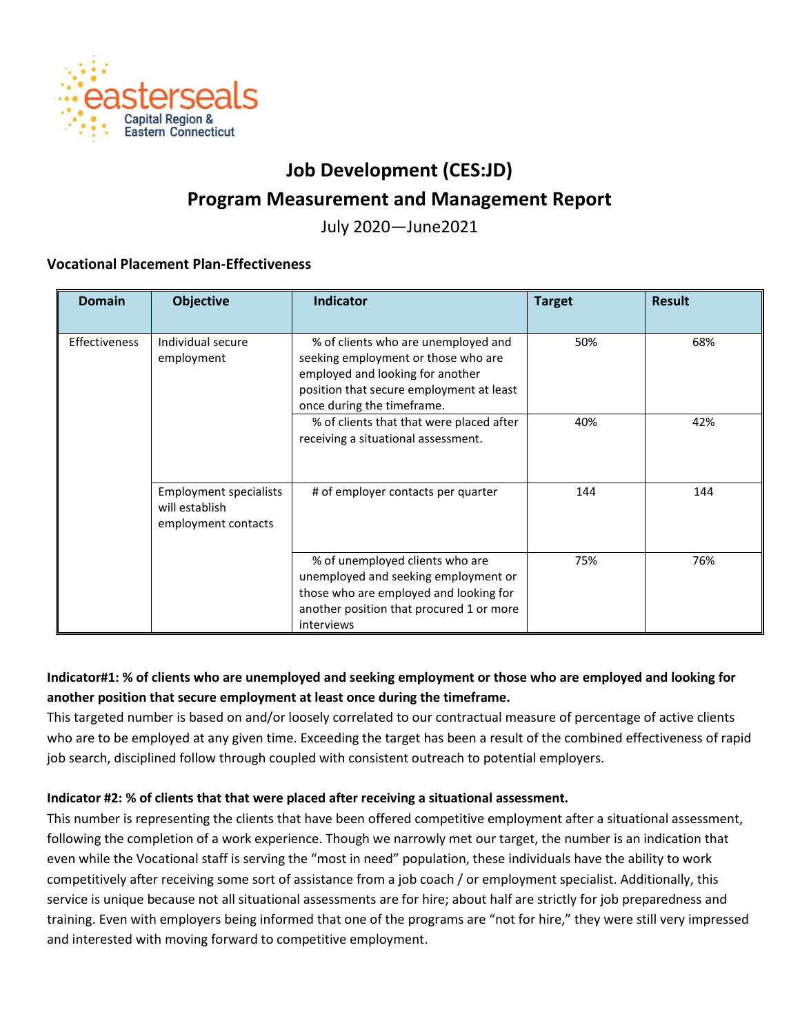# Job Development (CES:JD)

## Program Measurement and Management Report

July 2020—June2021

### Vocational Placement Plan-Effectiveness

| Domain | Objective | Indicator | Target | Result |
|---|---|---|---|---|
| Effectiveness | Individual secure employment | % of clients who are unemployed and seeking employment or those who are employed and looking for another position that secure employment at least once during the timeframe. | 50% | 68% |
| | | % of clients that that were placed after receiving a situational assessment. | 40% | 42% |
| | Employment specialists will establish employment contacts | # of employer contacts per quarter | 144 | 144 |
| | | % of unemployed clients who are unemployed and seeking employment or those who are employed and looking for another position that procured 1 or more interviews | 75% | 76% |

**Indicator#1: % of clients who are unemployed and seeking employment or those who are employed and looking for another position that secure employment at least once during the timeframe.**

This targeted number is based on and/or loosely correlated to our contractual measure of percentage of active clients who are to be employed at any given time. Exceeding the target has been a result of the combined effectiveness of rapid job search, disciplined follow through coupled with consistent outreach to potential employers.

**Indicator #2: % of clients that that were placed after receiving a situational assessment.**

This number is representing the clients that have been offered competitive employment after a situational assessment, following the completion of a work experience. Though we narrowly met our target, the number is an indication that even while the Vocational staff is serving the "most in need" population, these individuals have the ability to work competitively after receiving some sort of assistance from a job coach / or employment specialist. Additionally, this service is unique because not all situational assessments are for hire; about half are strictly for job preparedness and training. Even with employers being informed that one of the programs are "not for hire," they were still very impressed and interested with moving forward to competitive employment.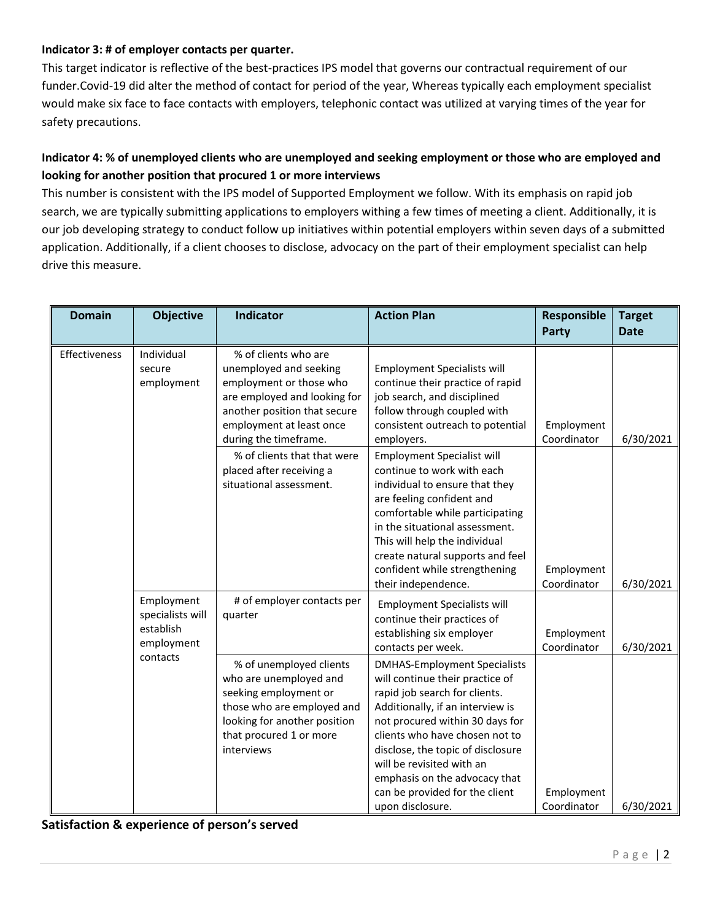**Indicator 3: # of employer contacts per quarter.**

This target indicator is reflective of the best-practices IPS model that governs our contractual requirement of our funder.Covid-19 did alter the method of contact for period of the year, Whereas typically each employment specialist would make six face to face contacts with employers, telephonic contact was utilized at varying times of the year for safety precautions.

**Indicator 4: % of unemployed clients who are unemployed and seeking employment or those who are employed and looking for another position that procured 1 or more interviews**

This number is consistent with the IPS model of Supported Employment we follow. With its emphasis on rapid job search, we are typically submitting applications to employers withing a few times of meeting a client. Additionally, it is our job developing strategy to conduct follow up initiatives within potential employers within seven days of a submitted application. Additionally, if a client chooses to disclose, advocacy on the part of their employment specialist can help drive this measure.

| Domain | Objective | Indicator | Action Plan | Responsible Party | Target Date |
|---|---|---|---|---|---|
| Effectiveness | Individual secure employment | % of clients who are unemployed and seeking employment or those who are employed and looking for another position that secure employment at least once during the timeframe. | Employment Specialists will continue their practice of rapid job search, and disciplined follow through coupled with consistent outreach to potential employers. | Employment Coordinator | 6/30/2021 |
| | | % of clients that that were placed after receiving a situational assessment. | Employment Specialist will continue to work with each individual to ensure that they are feeling confident and comfortable while participating in the situational assessment. This will help the individual create natural supports and feel confident while strengthening their independence. | Employment Coordinator | 6/30/2021 |
| | Employment specialists will establish employment contacts | # of employer contacts per quarter | Employment Specialists will continue their practices of establishing six employer contacts per week. | Employment Coordinator | 6/30/2021 |
| | | % of unemployed clients who are unemployed and seeking employment or those who are employed and looking for another position that procured 1 or more interviews | DMHAS-Employment Specialists will continue their practice of rapid job search for clients. Additionally, if an interview is not procured within 30 days for clients who have chosen not to disclose, the topic of disclosure will be revisited with an emphasis on the advocacy that can be provided for the client upon disclosure. | Employment Coordinator | 6/30/2021 |

**Satisfaction & experience of person's served**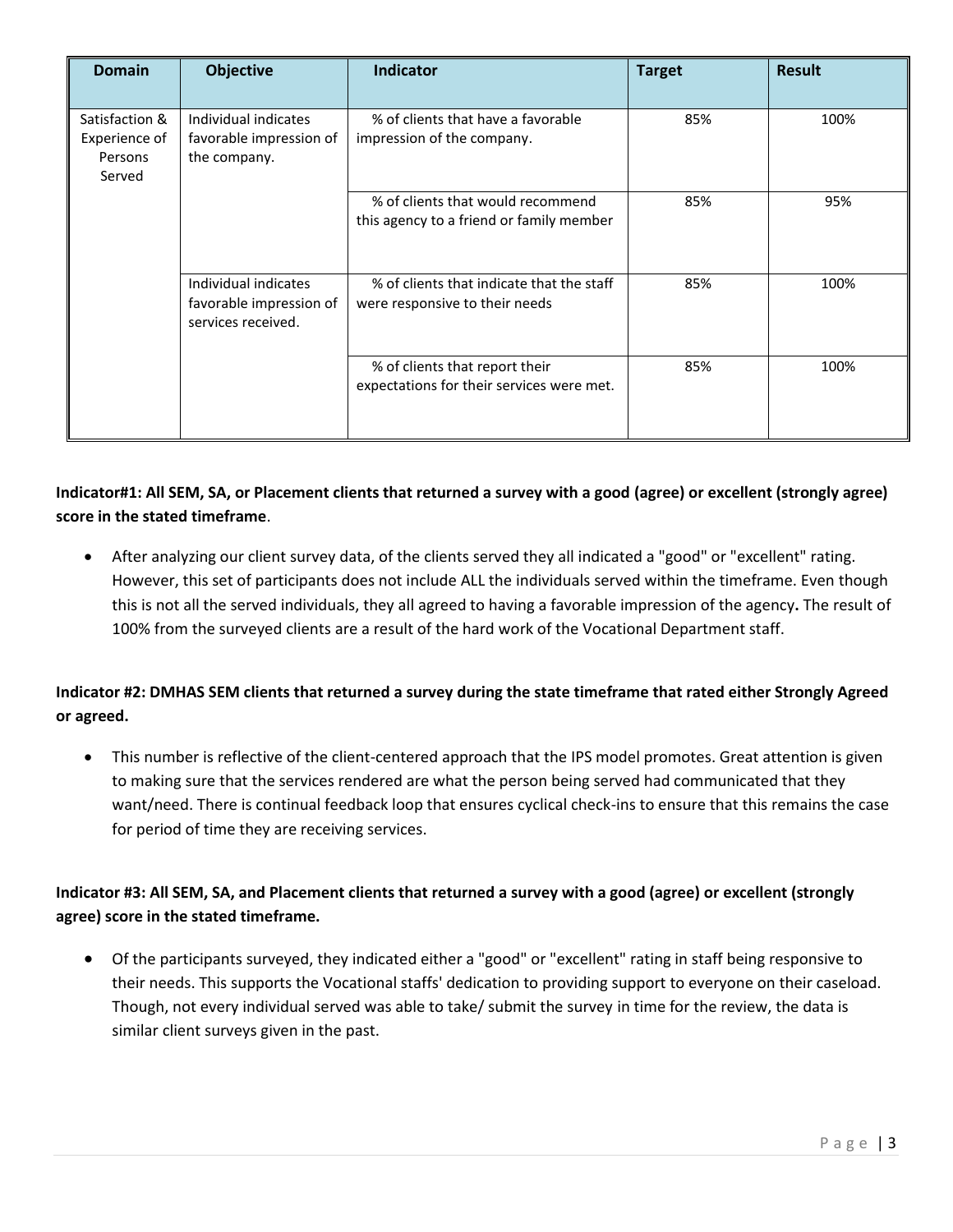| Domain | Objective | Indicator | Target | Result |
|---|---|---|---|---|
| Satisfaction & Experience of Persons Served | Individual indicates favorable impression of the company. | % of clients that have a favorable impression of the company. | 85% | 100% |
| | | % of clients that would recommend this agency to a friend or family member | 85% | 95% |
| | Individual indicates favorable impression of services received. | % of clients that indicate that the staff were responsive to their needs | 85% | 100% |
| | | % of clients that report their expectations for their services were met. | 85% | 100% |

**Indicator#1: All SEM, SA, or Placement clients that returned a survey with a good (agree) or excellent (strongly agree) score in the stated timeframe**.

- After analyzing our client survey data, of the clients served they all indicated a "good" or "excellent" rating. However, this set of participants does not include ALL the individuals served within the timeframe. Even though this is not all the served individuals, they all agreed to having a favorable impression of the agency**.** The result of 100% from the surveyed clients are a result of the hard work of the Vocational Department staff.

**Indicator #2: DMHAS SEM clients that returned a survey during the state timeframe that rated either Strongly Agreed or agreed.**

- This number is reflective of the client-centered approach that the IPS model promotes. Great attention is given to making sure that the services rendered are what the person being served had communicated that they want/need. There is continual feedback loop that ensures cyclical check-ins to ensure that this remains the case for period of time they are receiving services.

**Indicator #3: All SEM, SA, and Placement clients that returned a survey with a good (agree) or excellent (strongly agree) score in the stated timeframe.**

- Of the participants surveyed, they indicated either a "good" or "excellent" rating in staff being responsive to their needs. This supports the Vocational staffs' dedication to providing support to everyone on their caseload. Though, not every individual served was able to take/ submit the survey in time for the review, the data is similar client surveys given in the past.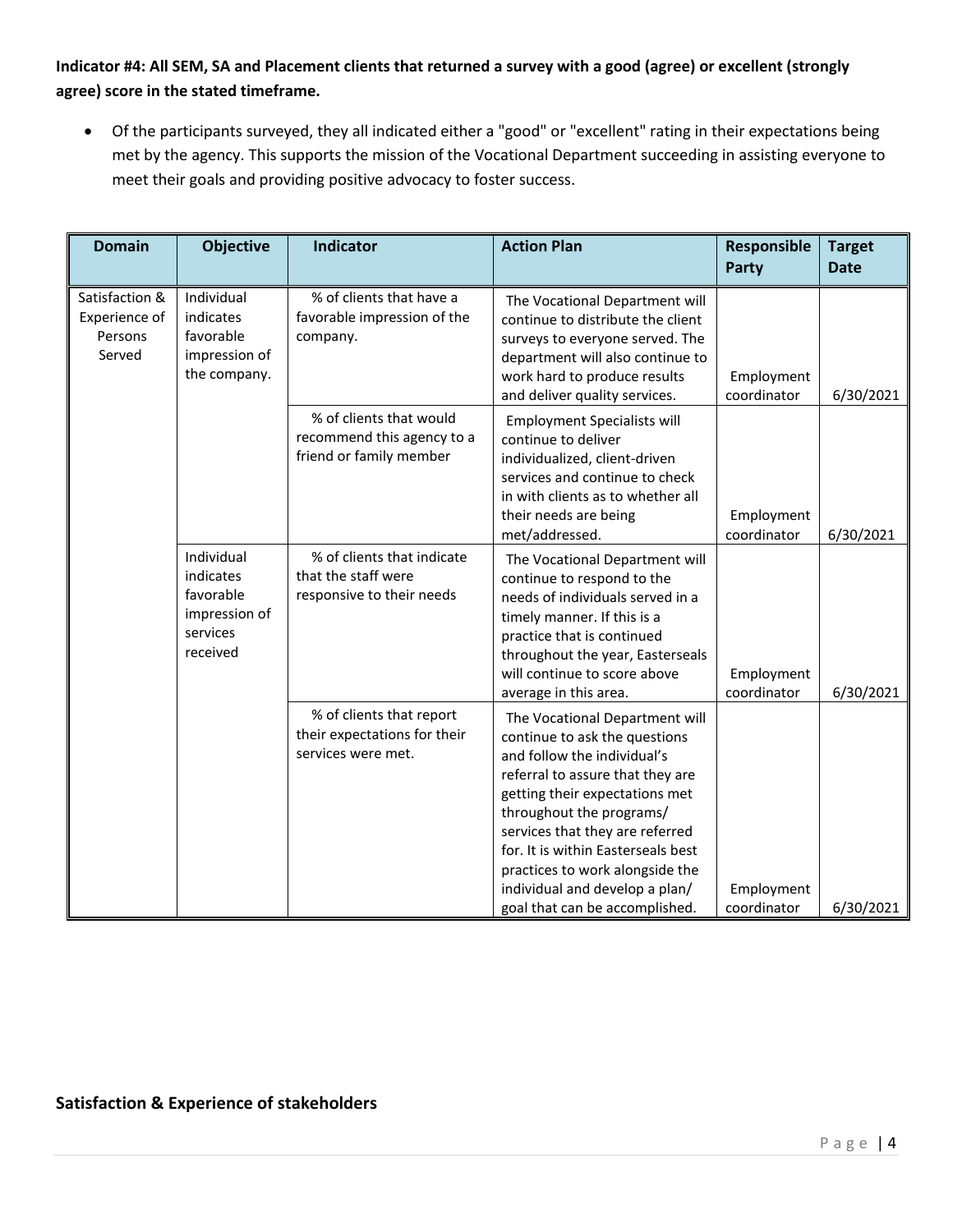**Indicator #4: All SEM, SA and Placement clients that returned a survey with a good (agree) or excellent (strongly agree) score in the stated timeframe.**

- Of the participants surveyed, they all indicated either a "good" or "excellent" rating in their expectations being met by the agency. This supports the mission of the Vocational Department succeeding in assisting everyone to meet their goals and providing positive advocacy to foster success.

| Domain | Objective | Indicator | Action Plan | Responsible Party | Target Date |
|---|---|---|---|---|---|
| Satisfaction & Experience of Persons Served | Individual indicates favorable impression of the company. | % of clients that have a favorable impression of the company. | The Vocational Department will continue to distribute the client surveys to everyone served. The department will also continue to work hard to produce results and deliver quality services. | Employment coordinator | 6/30/2021 |
| | | % of clients that would recommend this agency to a friend or family member | Employment Specialists will continue to deliver individualized, client-driven services and continue to check in with clients as to whether all their needs are being met/addressed. | Employment coordinator | 6/30/2021 |
| | Individual indicates favorable impression of services received | % of clients that indicate that the staff were responsive to their needs | The Vocational Department will continue to respond to the needs of individuals served in a timely manner. If this is a practice that is continued throughout the year, Easterseals will continue to score above average in this area. | Employment coordinator | 6/30/2021 |
| | | % of clients that report their expectations for their services were met. | The Vocational Department will continue to ask the questions and follow the individual's referral to assure that they are getting their expectations met throughout the programs/ services that they are referred for. It is within Easterseals best practices to work alongside the individual and develop a plan/ goal that can be accomplished. | Employment coordinator | 6/30/2021 |

## Satisfaction & Experience of stakeholders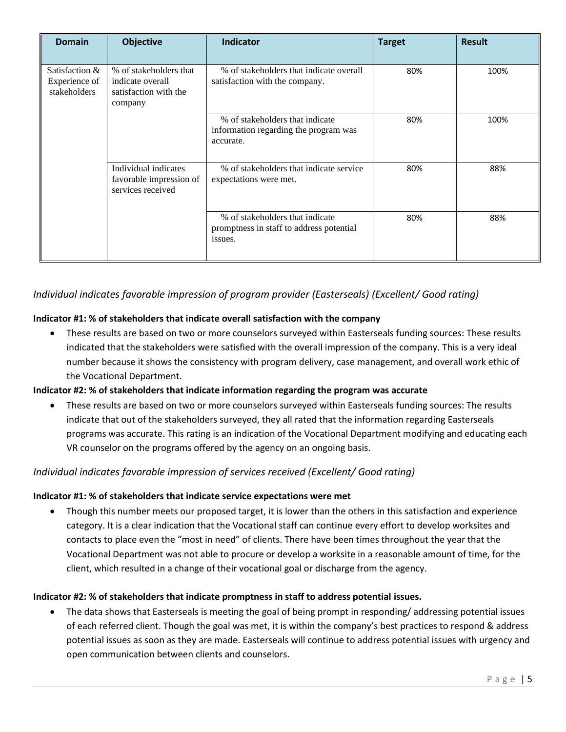| Domain | Objective | Indicator | Target | Result |
| --- | --- | --- | --- | --- |
| Satisfaction & Experience of stakeholders | % of stakeholders that indicate overall satisfaction with the company | % of stakeholders that indicate overall satisfaction with the company. | 80% | 100% |
| | | % of stakeholders that indicate information regarding the program was accurate. | 80% | 100% |
| | Individual indicates favorable impression of services received | % of stakeholders that indicate service expectations were met. | 80% | 88% |
| | | % of stakeholders that indicate promptness in staff to address potential issues. | 80% | 88% |

### *Individual indicates favorable impression of program provider (Easterseals) (Excellent/ Good rating)*

**Indicator #1: % of stakeholders that indicate overall satisfaction with the company**

- These results are based on two or more counselors surveyed within Easterseals funding sources: These results indicated that the stakeholders were satisfied with the overall impression of the company. This is a very ideal number because it shows the consistency with program delivery, case management, and overall work ethic of the Vocational Department.

**Indicator #2: % of stakeholders that indicate information regarding the program was accurate**

- These results are based on two or more counselors surveyed within Easterseals funding sources: The results indicate that out of the stakeholders surveyed, they all rated that the information regarding Easterseals programs was accurate. This rating is an indication of the Vocational Department modifying and educating each VR counselor on the programs offered by the agency on an ongoing basis.

### *Individual indicates favorable impression of services received (Excellent/ Good rating)*

**Indicator #1: % of stakeholders that indicate service expectations were met**

- Though this number meets our proposed target, it is lower than the others in this satisfaction and experience category. It is a clear indication that the Vocational staff can continue every effort to develop worksites and contacts to place even the "most in need" of clients. There have been times throughout the year that the Vocational Department was not able to procure or develop a worksite in a reasonable amount of time, for the client, which resulted in a change of their vocational goal or discharge from the agency.

**Indicator #2: % of stakeholders that indicate promptness in staff to address potential issues.**

- The data shows that Easterseals is meeting the goal of being prompt in responding/ addressing potential issues of each referred client. Though the goal was met, it is within the company's best practices to respond & address potential issues as soon as they are made. Easterseals will continue to address potential issues with urgency and open communication between clients and counselors.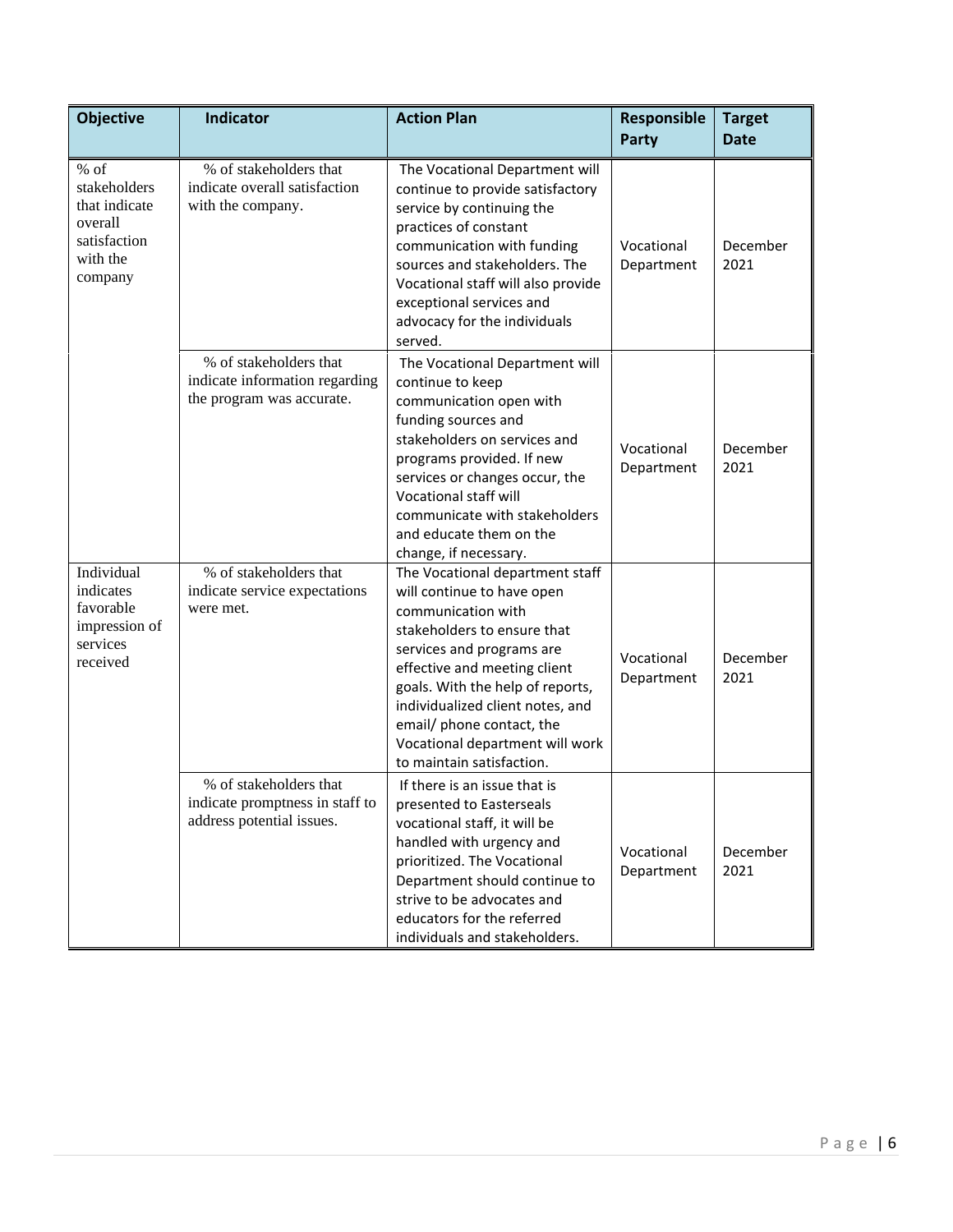| Objective | Indicator | Action Plan | Responsible Party | Target Date |
|---|---|---|---|---|
| % of stakeholders that indicate overall satisfaction with the company | % of stakeholders that indicate overall satisfaction with the company. | The Vocational Department will continue to provide satisfactory service by continuing the practices of constant communication with funding sources and stakeholders. The Vocational staff will also provide exceptional services and advocacy for the individuals served. | Vocational Department | December 2021 |
| | % of stakeholders that indicate information regarding the program was accurate. | The Vocational Department will continue to keep communication open with funding sources and stakeholders on services and programs provided. If new services or changes occur, the Vocational staff will communicate with stakeholders and educate them on the change, if necessary. | Vocational Department | December 2021 |
| Individual indicates favorable impression of services received | % of stakeholders that indicate service expectations were met. | The Vocational department staff will continue to have open communication with stakeholders to ensure that services and programs are effective and meeting client goals. With the help of reports, individualized client notes, and email/ phone contact, the Vocational department will work to maintain satisfaction. | Vocational Department | December 2021 |
| | % of stakeholders that indicate promptness in staff to address potential issues. | If there is an issue that is presented to Easterseals vocational staff, it will be handled with urgency and prioritized. The Vocational Department should continue to strive to be advocates and educators for the referred individuals and stakeholders. | Vocational Department | December 2021 |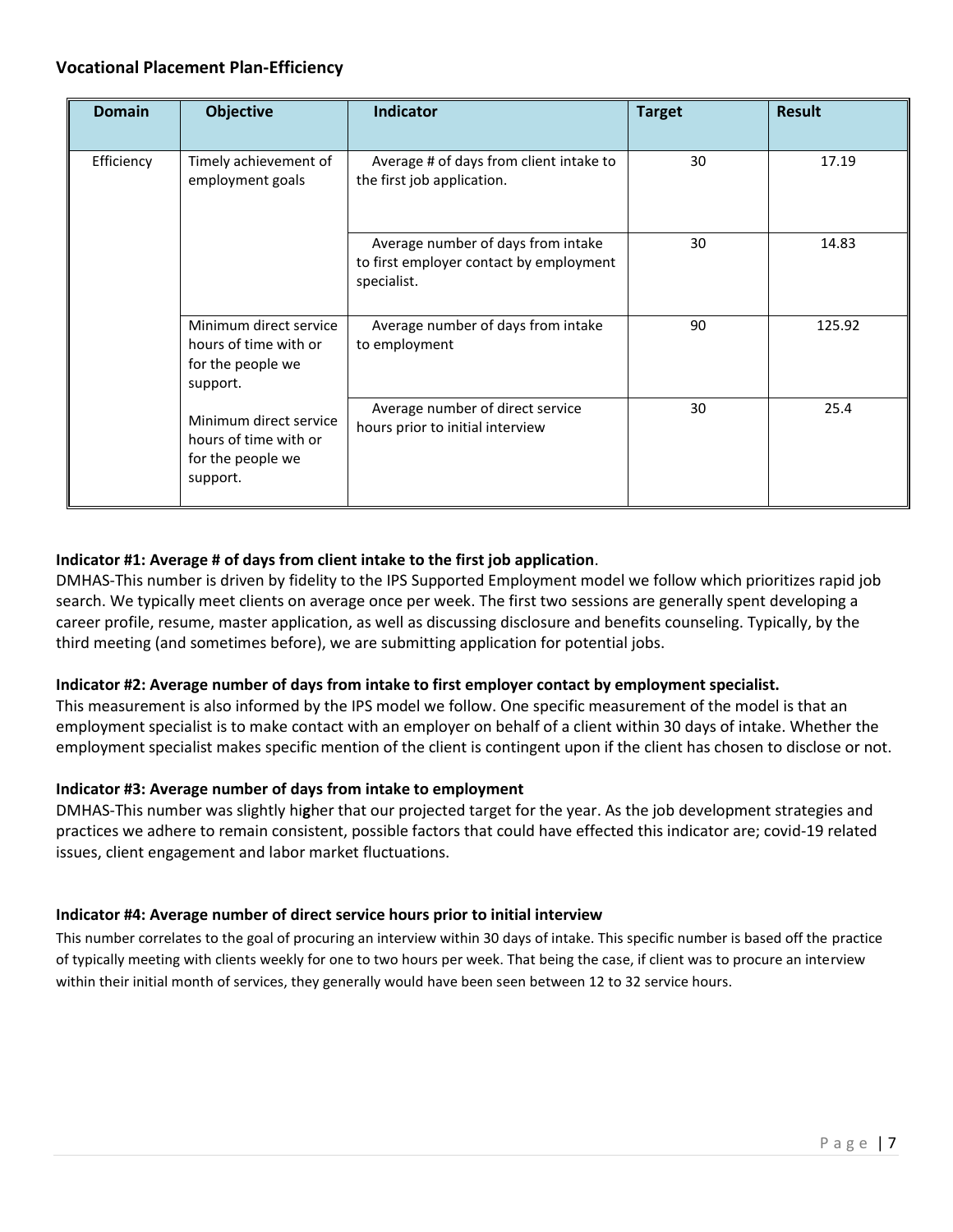## Vocational Placement Plan-Efficiency

| Domain | Objective | Indicator | Target | Result |
|---|---|---|---|---|
| Efficiency | Timely achievement of employment goals | Average # of days from client intake to the first job application. | 30 | 17.19 |
| | | Average number of days from intake to first employer contact by employment specialist. | 30 | 14.83 |
| | Minimum direct service hours of time with or for the people we support. | Average number of days from intake to employment | 90 | 125.92 |
| | Minimum direct service hours of time with or for the people we support. | Average number of direct service hours prior to initial interview | 30 | 25.4 |

**Indicator #1: Average # of days from client intake to the first job application**.
DMHAS-This number is driven by fidelity to the IPS Supported Employment model we follow which prioritizes rapid job search. We typically meet clients on average once per week. The first two sessions are generally spent developing a career profile, resume, master application, as well as discussing disclosure and benefits counseling. Typically, by the third meeting (and sometimes before), we are submitting application for potential jobs.

**Indicator #2: Average number of days from intake to first employer contact by employment specialist.**
This measurement is also informed by the IPS model we follow. One specific measurement of the model is that an employment specialist is to make contact with an employer on behalf of a client within 30 days of intake. Whether the employment specialist makes specific mention of the client is contingent upon if the client has chosen to disclose or not.

**Indicator #3: Average number of days from intake to employment**
DMHAS-This number was slightly higher that our projected target for the year. As the job development strategies and practices we adhere to remain consistent, possible factors that could have effected this indicator are; covid-19 related issues, client engagement and labor market fluctuations.

**Indicator #4: Average number of direct service hours prior to initial interview**
This number correlates to the goal of procuring an interview within 30 days of intake. This specific number is based off the practice of typically meeting with clients weekly for one to two hours per week. That being the case, if client was to procure an interview within their initial month of services, they generally would have been seen between 12 to 32 service hours.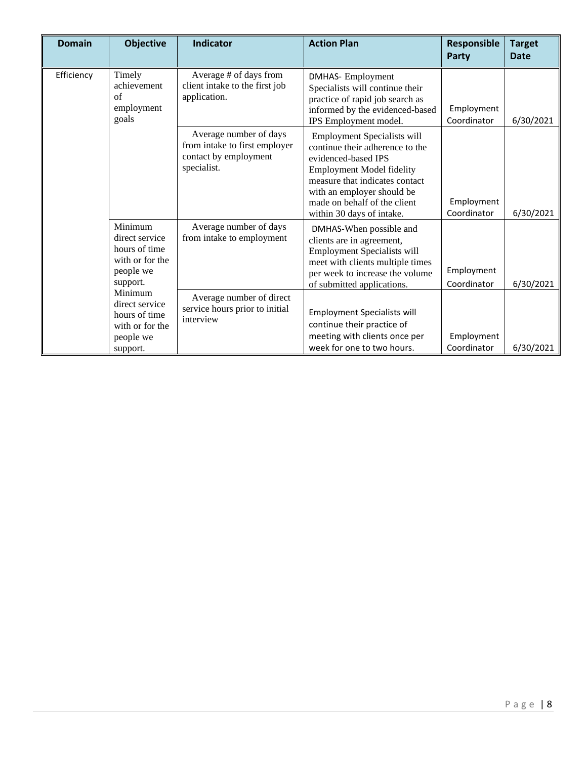| Domain | Objective | Indicator | Action Plan | Responsible Party | Target Date |
|---|---|---|---|---|---|
| Efficiency | Timely achievement of employment goals | Average # of days from client intake to the first job application. | DMHAS- Employment Specialists will continue their practice of rapid job search as informed by the evidenced-based IPS Employment model. | Employment Coordinator | 6/30/2021 |
| | | Average number of days from intake to first employer contact by employment specialist. | Employment Specialists will continue their adherence to the evidenced-based IPS Employment Model fidelity measure that indicates contact with an employer should be made on behalf of the client within 30 days of intake. | Employment Coordinator | 6/30/2021 |
| | Minimum direct service hours of time with or for the people we support. | Average number of days from intake to employment | DMHAS-When possible and clients are in agreement, Employment Specialists will meet with clients multiple times per week to increase the volume of submitted applications. | Employment Coordinator | 6/30/2021 |
| | Minimum direct service hours of time with or for the people we support. | Average number of direct service hours prior to initial interview | Employment Specialists will continue their practice of meeting with clients once per week for one to two hours. | Employment Coordinator | 6/30/2021 |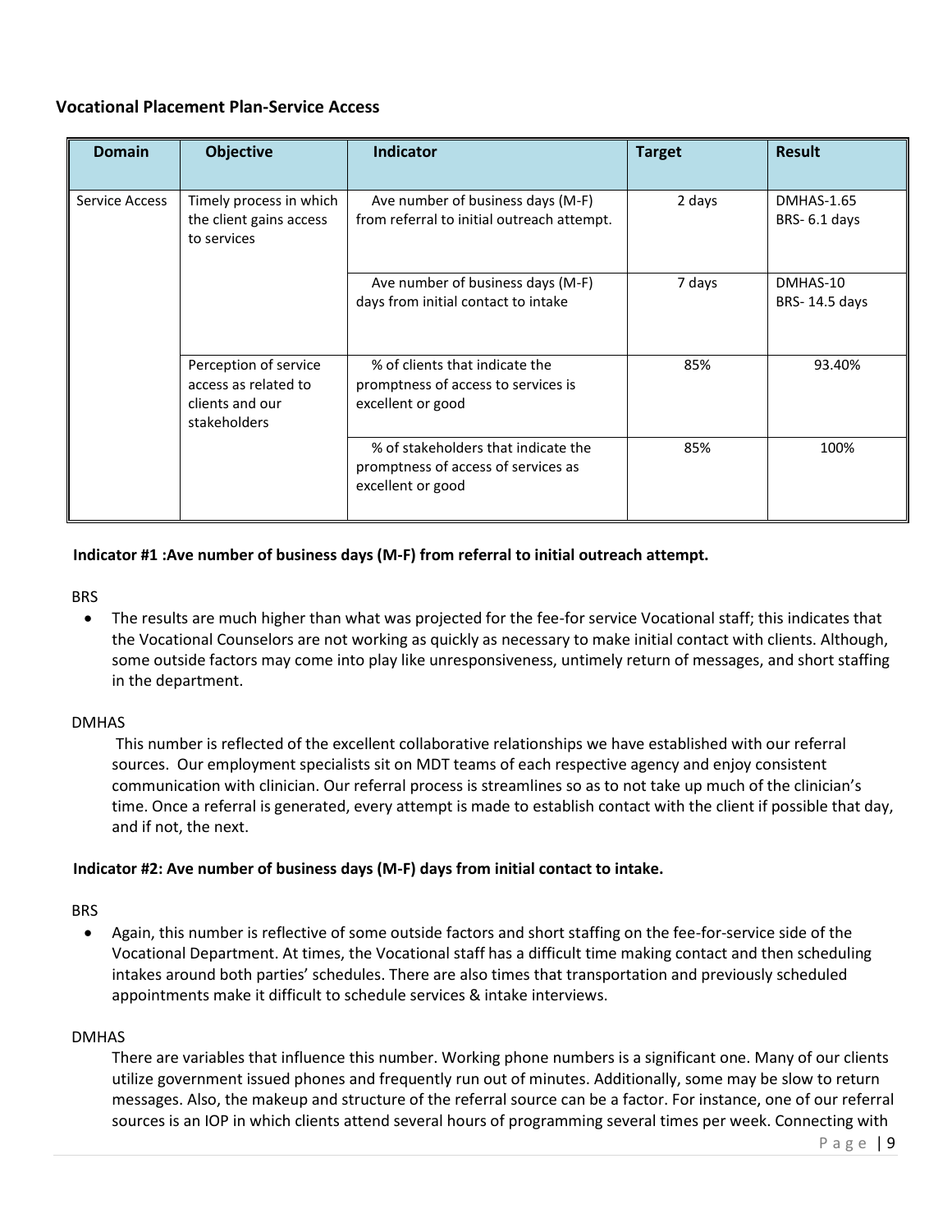### Vocational Placement Plan-Service Access

| Domain | Objective | Indicator | Target | Result |
|---|---|---|---|---|
| Service Access | Timely process in which the client gains access to services | Ave number of business days (M-F) from referral to initial outreach attempt. | 2 days | DMHAS-1.65<br>BRS- 6.1 days |
| | | Ave number of business days (M-F) days from initial contact to intake | 7 days | DMHAS-10<br>BRS- 14.5 days |
| | Perception of service access as related to clients and our stakeholders | % of clients that indicate the promptness of access to services is excellent or good | 85% | 93.40% |
| | | % of stakeholders that indicate the promptness of access of services as excellent or good | 85% | 100% |

**Indicator #1 :Ave number of business days (M-F) from referral to initial outreach attempt.**

BRS

- The results are much higher than what was projected for the fee-for service Vocational staff; this indicates that the Vocational Counselors are not working as quickly as necessary to make initial contact with clients. Although, some outside factors may come into play like unresponsiveness, untimely return of messages, and short staffing in the department.

DMHAS

This number is reflected of the excellent collaborative relationships we have established with our referral sources. Our employment specialists sit on MDT teams of each respective agency and enjoy consistent communication with clinician. Our referral process is streamlines so as to not take up much of the clinician's time. Once a referral is generated, every attempt is made to establish contact with the client if possible that day, and if not, the next.

**Indicator #2: Ave number of business days (M-F) days from initial contact to intake.**

BRS

- Again, this number is reflective of some outside factors and short staffing on the fee-for-service side of the Vocational Department. At times, the Vocational staff has a difficult time making contact and then scheduling intakes around both parties' schedules. There are also times that transportation and previously scheduled appointments make it difficult to schedule services & intake interviews.

DMHAS

There are variables that influence this number. Working phone numbers is a significant one. Many of our clients utilize government issued phones and frequently run out of minutes. Additionally, some may be slow to return messages. Also, the makeup and structure of the referral source can be a factor. For instance, one of our referral sources is an IOP in which clients attend several hours of programming several times per week. Connecting with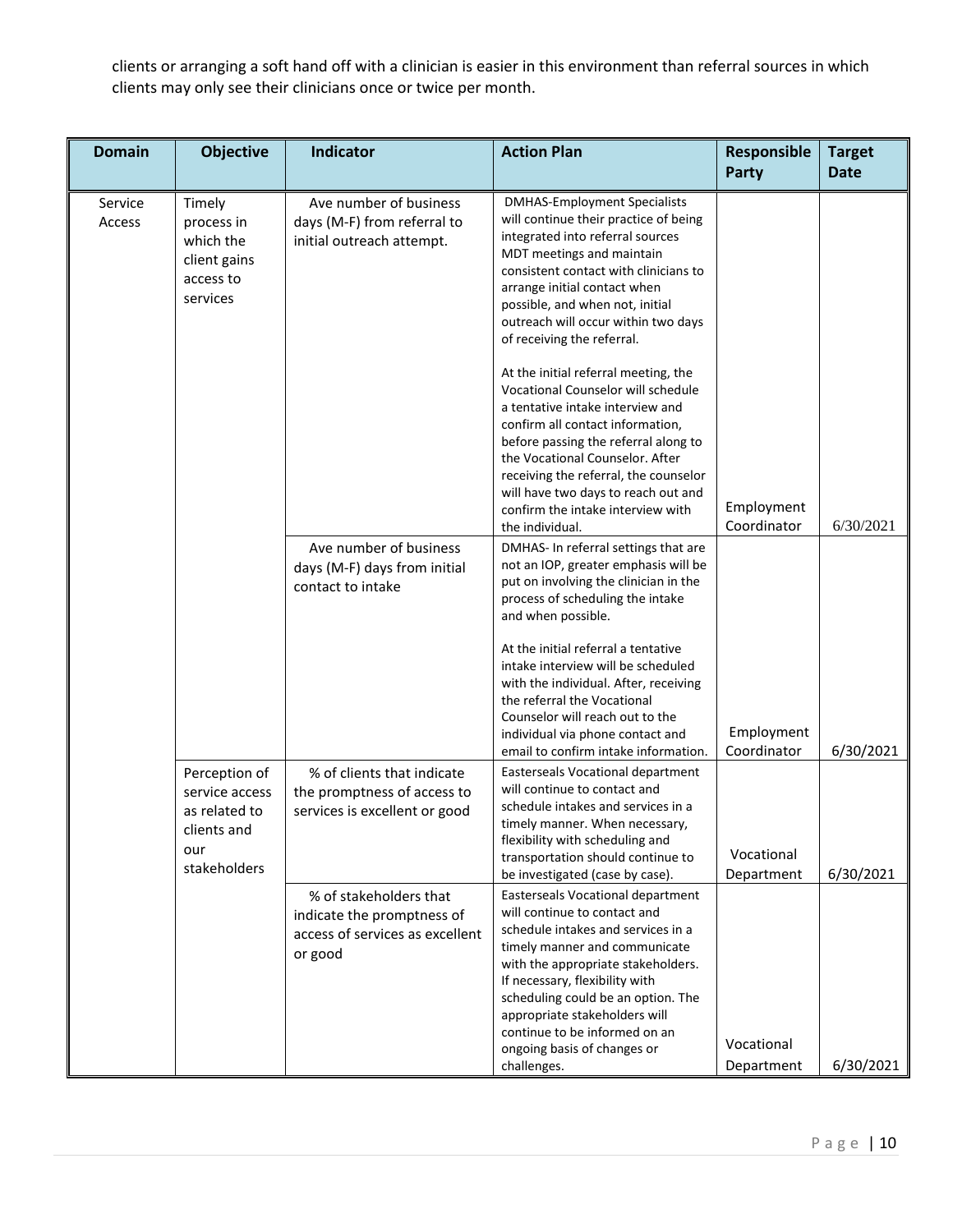clients or arranging a soft hand off with a clinician is easier in this environment than referral sources in which clients may only see their clinicians once or twice per month.

| Domain | Objective | Indicator | Action Plan | Responsible Party | Target Date |
|---|---|---|---|---|---|
| Service Access | Timely process in which the client gains access to services | Ave number of business days (M-F) from referral to initial outreach attempt. | DMHAS-Employment Specialists will continue their practice of being integrated into referral sources MDT meetings and maintain consistent contact with clinicians to arrange initial contact when possible, and when not, initial outreach will occur within two days of receiving the referral.<br><br>At the initial referral meeting, the Vocational Counselor will schedule a tentative intake interview and confirm all contact information, before passing the referral along to the Vocational Counselor. After receiving the referral, the counselor will have two days to reach out and confirm the intake interview with the individual. | Employment Coordinator | 6/30/2021 |
| | | Ave number of business days (M-F) days from initial contact to intake | DMHAS- In referral settings that are not an IOP, greater emphasis will be put on involving the clinician in the process of scheduling the intake and when possible.<br><br>At the initial referral a tentative intake interview will be scheduled with the individual. After, receiving the referral the Vocational Counselor will reach out to the individual via phone contact and email to confirm intake information. | Employment Coordinator | 6/30/2021 |
| | Perception of service access as related to clients and our stakeholders | % of clients that indicate the promptness of access to services is excellent or good | Easterseals Vocational department will continue to contact and schedule intakes and services in a timely manner. When necessary, flexibility with scheduling and transportation should continue to be investigated (case by case). | Vocational Department | 6/30/2021 |
| | | % of stakeholders that indicate the promptness of access of services as excellent or good | Easterseals Vocational department will continue to contact and schedule intakes and services in a timely manner and communicate with the appropriate stakeholders. If necessary, flexibility with scheduling could be an option. The appropriate stakeholders will continue to be informed on an ongoing basis of changes or challenges. | Vocational Department | 6/30/2021 |